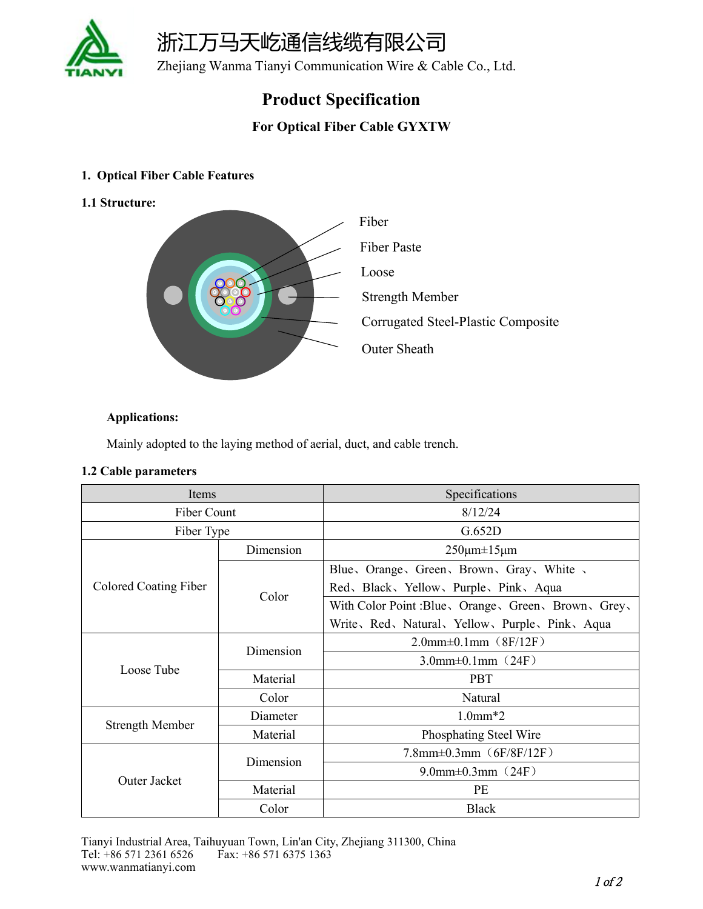浙江万马天屹通信线缆有限公司

Zhejiang Wanma Tianyi Communication Wire & Cable Co., Ltd.

# Product Specification

## For Optical Fiber Cable GYXTW

### 1. Optical Fiber Cable Features

**1.1 Structure:**

Fiber

Fiber Paste

Loose

Strength Member

Corrugated Steel-Plastic Composite

Outer Sheath

**Applications:**

Mainly adopted to the laying method of aerial, duct, and cable trench.

**1.2 Cable parameters**

| Items | | Specifications |
|---|---|---|
| Fiber Count | | 8/12/24 |
| Fiber Type | | G.652D |
| Colored Coating Fiber | Dimension | 250μm±15μm |
| | Color | Blue、Orange、Green、Brown、Gray、White 、Red、Black、Yellow、Purple、Pink、Aqua |
| | | With Color Point :Blue、Orange、Green、Brown、Grey、Write、Red、Natural、Yellow、Purple、Pink、Aqua |
| Loose Tube | Dimension | 2.0mm±0.1mm（8F/12F） |
| | | 3.0mm±0.1mm（24F） |
| | Material | PBT |
| | Color | Natural |
| Strength Member | Diameter | 1.0mm*2 |
| | Material | Phosphating Steel Wire |
| Outer Jacket | Dimension | 7.8mm±0.3mm（6F/8F/12F） |
| | | 9.0mm±0.3mm（24F） |
| | Material | PE |
| | Color | Black |

Tianyi Industrial Area, Taihuyuan Town, Lin'an City, Zhejiang 311300, China
Tel: +86 571 2361 6526 Fax: +86 571 6375 1363
www.wanmatianyi.com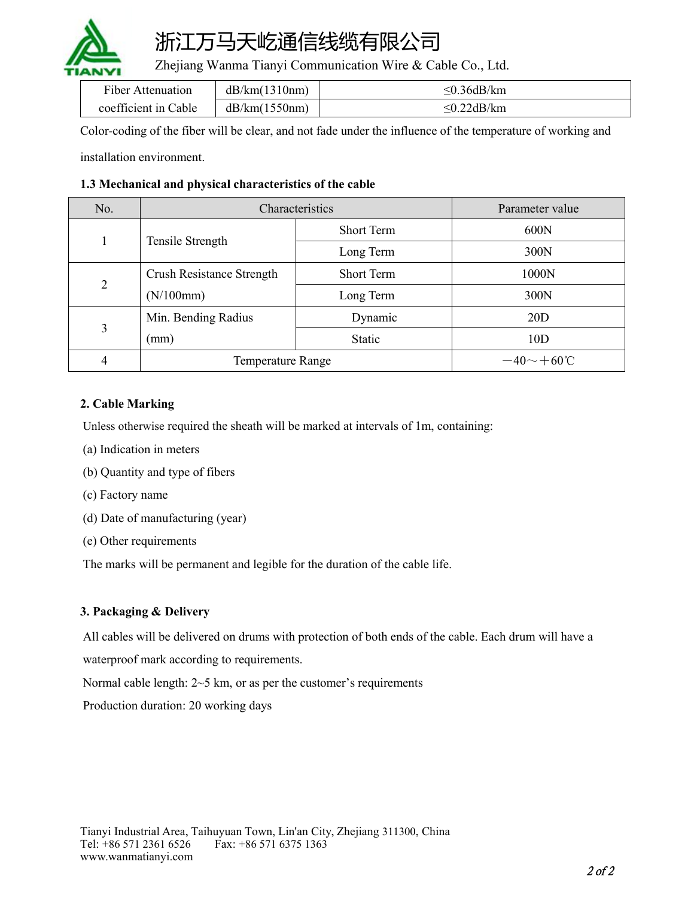| | | |
|---|---|---|
| Fiber Attenuation coefficient in Cable | dB/km(1310nm) | ≤0.36dB/km |
| | dB/km(1550nm) | ≤0.22dB/km |

Color-coding of the fiber will be clear, and not fade under the influence of the temperature of working and installation environment.

### 1.3 Mechanical and physical characteristics of the cable

| No. | Characteristics | | Parameter value |
|---|---|---|---|
| 1 | Tensile Strength | Short Term | 600N |
| | | Long Term | 300N |
| 2 | Crush Resistance Strength (N/100mm) | Short Term | 1000N |
| | | Long Term | 300N |
| 3 | Min. Bending Radius (mm) | Dynamic | 20D |
| | | Static | 10D |
| 4 | Temperature Range | | －40～＋60℃ |

## 2. Cable Marking

Unless otherwise required the sheath will be marked at intervals of 1m, containing:

(a) Indication in meters

(b) Quantity and type of fibers

(c) Factory name

(d) Date of manufacturing (year)

(e) Other requirements

The marks will be permanent and legible for the duration of the cable life.

## 3. Packaging & Delivery

All cables will be delivered on drums with protection of both ends of the cable. Each drum will have a waterproof mark according to requirements.

Normal cable length: 2~5 km, or as per the customer's requirements

Production duration: 20 working days